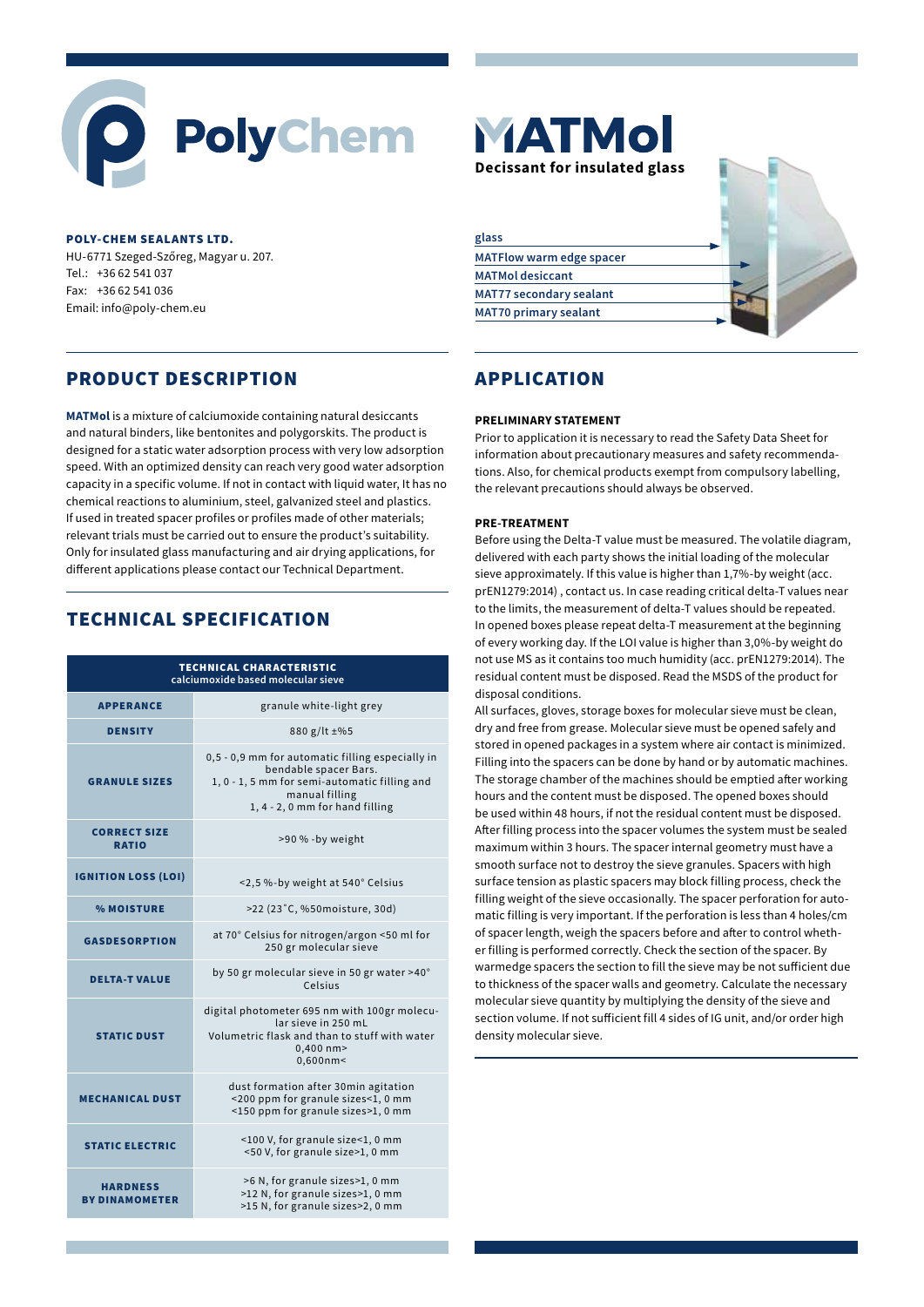# PolyChem

**POLY-CHEM SEALANTS LTD.**
HU-6771 Szeged-Szőreg, Magyar u. 207.
Tel.: +36 62 541 037
Fax: +36 62 541 036
Email: info@poly-chem.eu

# MATMol

**Decissant for insulated glass**

- glass
- MATFlow warm edge spacer
- MATMol desiccant
- MAT77 secondary sealant
- MAT70 primary sealant

## PRODUCT DESCRIPTION

**MATMol** is a mixture of calciumoxide containing natural desiccants and natural binders, like bentonites and polygorskits. The product is designed for a static water adsorption process with very low adsorption speed. With an optimized density can reach very good water adsorption capacity in a specific volume. If not in contact with liquid water, It has no chemical reactions to aluminium, steel, galvanized steel and plastics. If used in treated spacer profiles or profiles made of other materials; relevant trials must be carried out to ensure the product's suitability. Only for insulated glass manufacturing and air drying applications, for different applications please contact our Technical Department.

## TECHNICAL SPECIFICATION

| TECHNICAL CHARACTERISTIC calciumoxide based molecular sieve | |
|---|---|
| **APPERANCE** | granule white-light grey |
| **DENSITY** | 880 g/lt ±%5 |
| **GRANULE SIZES** | 0,5 - 0,9 mm for automatic filling especially in bendable spacer Bars. 1, 0 - 1, 5 mm for semi-automatic filling and manual filling 1, 4 - 2, 0 mm for hand filling |
| **CORRECT SIZE RATIO** | >90 % -by weight |
| **IGNITION LOSS (LOI)** | <2,5 %-by weight at 540° Celsius |
| **% MOISTURE** | >22 (23˚C, %50moisture, 30d) |
| **GASDESORPTION** | at 70° Celsius for nitrogen/argon <50 ml for 250 gr molecular sieve |
| **DELTA-T VALUE** | by 50 gr molecular sieve in 50 gr water >40° Celsius |
| **STATIC DUST** | digital photometer 695 nm with 100gr molecular sieve in 250 mL Volumetric flask and than to stuff with water 0,400 nm> 0,600nm< |
| **MECHANICAL DUST** | dust formation after 30min agitation <200 ppm for granule sizes<1, 0 mm <150 ppm for granule sizes>1, 0 mm |
| **STATIC ELECTRIC** | <100 V, for granule size<1, 0 mm <50 V, for granule size>1, 0 mm |
| **HARDNESS BY DINAMOMETER** | >6 N, for granule sizes>1, 0 mm >12 N, for granule sizes>1, 0 mm >15 N, for granule sizes>2, 0 mm |

## APPLICATION

**PRELIMINARY STATEMENT**

Prior to application it is necessary to read the Safety Data Sheet for information about precautionary measures and safety recommendations. Also, for chemical products exempt from compulsory labelling, the relevant precautions should always be observed.

**PRE-TREATMENT**

Before using the Delta-T value must be measured. The volatile diagram, delivered with each party shows the initial loading of the molecular sieve approximately. If this value is higher than 1,7%-by weight (acc. prEN1279:2014) , contact us. In case reading critical delta-T values near to the limits, the measurement of delta-T values should be repeated. In opened boxes please repeat delta-T measurement at the beginning of every working day. If the LOI value is higher than 3,0%-by weight do not use MS as it contains too much humidity (acc. prEN1279:2014). The residual content must be disposed. Read the MSDS of the product for disposal conditions.

All surfaces, gloves, storage boxes for molecular sieve must be clean, dry and free from grease. Molecular sieve must be opened safely and stored in opened packages in a system where air contact is minimized. Filling into the spacers can be done by hand or by automatic machines. The storage chamber of the machines should be emptied after working hours and the content must be disposed. The opened boxes should be used within 48 hours, if not the residual content must be disposed. After filling process into the spacer volumes the system must be sealed maximum within 3 hours. The spacer internal geometry must have a smooth surface not to destroy the sieve granules. Spacers with high surface tension as plastic spacers may block filling process, check the filling weight of the sieve occasionally. The spacer perforation for automatic filling is very important. If the perforation is less than 4 holes/cm of spacer length, weigh the spacers before and after to control whether filling is performed correctly. Check the section of the spacer. By warmedge spacers the section to fill the sieve may be not sufficient due to thickness of the spacer walls and geometry. Calculate the necessary molecular sieve quantity by multiplying the density of the sieve and section volume. If not sufficient fill 4 sides of IG unit, and/or order high density molecular sieve.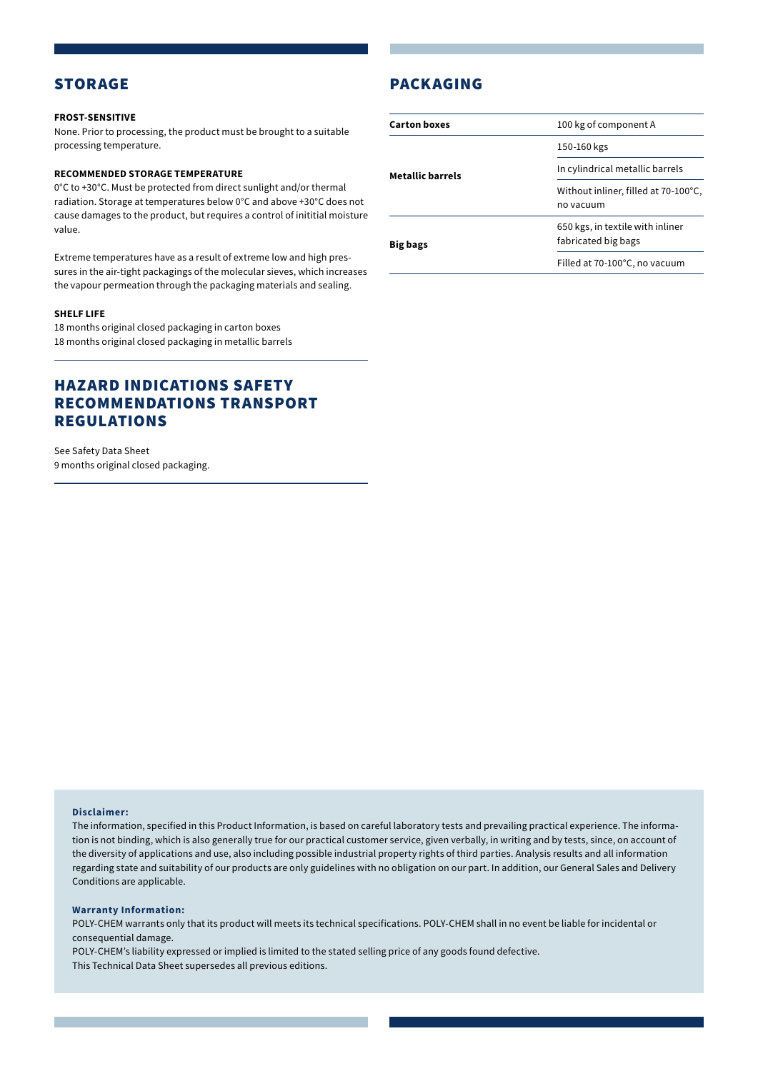## STORAGE

**FROST-SENSITIVE**

None. Prior to processing, the product must be brought to a suitable processing temperature.

**RECOMMENDED STORAGE TEMPERATURE**

0°C to +30°C. Must be protected from direct sunlight and/or thermal radiation. Storage at temperatures below 0°C and above +30°C does not cause damages to the product, but requires a control of initital moisture value.

Extreme temperatures have as a result of extreme low and high pressures in the air-tight packagings of the molecular sieves, which increases the vapour permeation through the packaging materials and sealing.

**SHELF LIFE**

18 months original closed packaging in carton boxes
18 months original closed packaging in metallic barrels

## HAZARD INDICATIONS SAFETY RECOMMENDATIONS TRANSPORT REGULATIONS

See Safety Data Sheet
9 months original closed packaging.

## PACKAGING

| | |
|---|---|
| **Carton boxes** | 100 kg of component A |
| **Metallic barrels** | 150-160 kgs |
| | In cylindrical metallic barrels |
| | Without inliner, filled at 70-100°C, no vacuum |
| **Big bags** | 650 kgs, in textile with inliner fabricated big bags |
| | Filled at 70-100°C, no vacuum |

**Disclaimer:**

The information, specified in this Product Information, is based on careful laboratory tests and prevailing practical experience. The information is not binding, which is also generally true for our practical customer service, given verbally, in writing and by tests, since, on account of the diversity of applications and use, also including possible industrial property rights of third parties. Analysis results and all information regarding state and suitability of our products are only guidelines with no obligation on our part. In addition, our General Sales and Delivery Conditions are applicable.

**Warranty Information:**

POLY-CHEM warrants only that its product will meets its technical specifications. POLY-CHEM shall in no event be liable for incidental or consequential damage.

POLY-CHEM's liability expressed or implied is limited to the stated selling price of any goods found defective.

This Technical Data Sheet supersedes all previous editions.